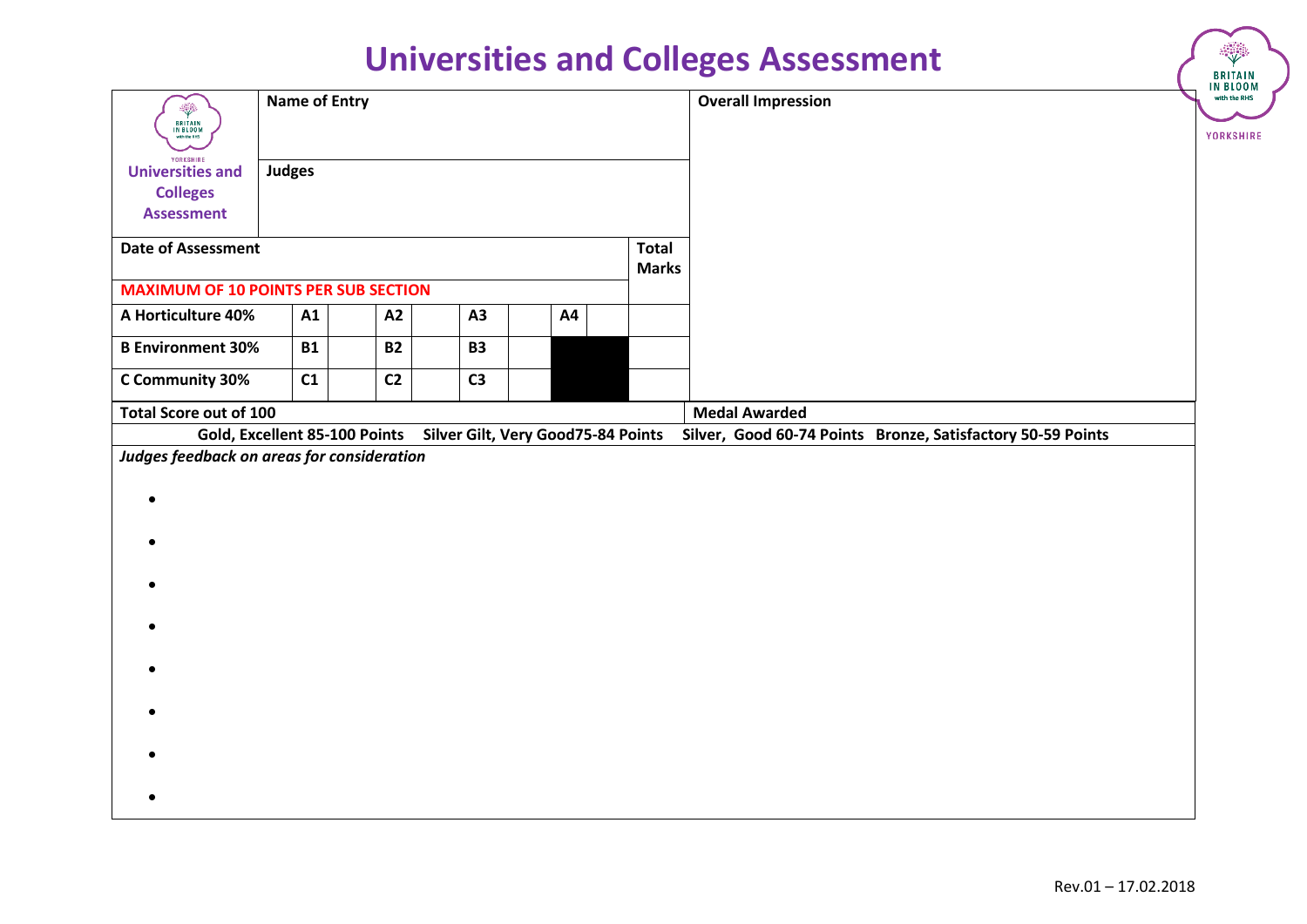# Universities and Colleges Assessment

| Universities and Colleges Assessment | Name of Entry | | | | | | | | | Overall Impression |
|---|---|---|---|---|---|---|---|---|---|---|
| | Judges | | | | | | | | | |
| Date of Assessment | | | | | | | | | Total Marks | |
| MAXIMUM OF 10 POINTS PER SUB SECTION | | | | | | | | | | |
| A Horticulture 40% | A1 | | A2 | | A3 | | A4 | | | |
| B Environment 30% | B1 | | B2 | | B3 | | | | | |
| C Community 30% | C1 | | C2 | | C3 | | | | | |
| Total Score out of 100 | | | | | | | | | | Medal Awarded |

Gold, Excellent 85-100 Points   Silver Gilt, Very Good75-84 Points   Silver, Good 60-74 Points   Bronze, Satisfactory 50-59 Points

*Judges feedback on areas for consideration*

- 
- 
- 
- 
- 
- 
- 
- 

Rev.01 – 17.02.2018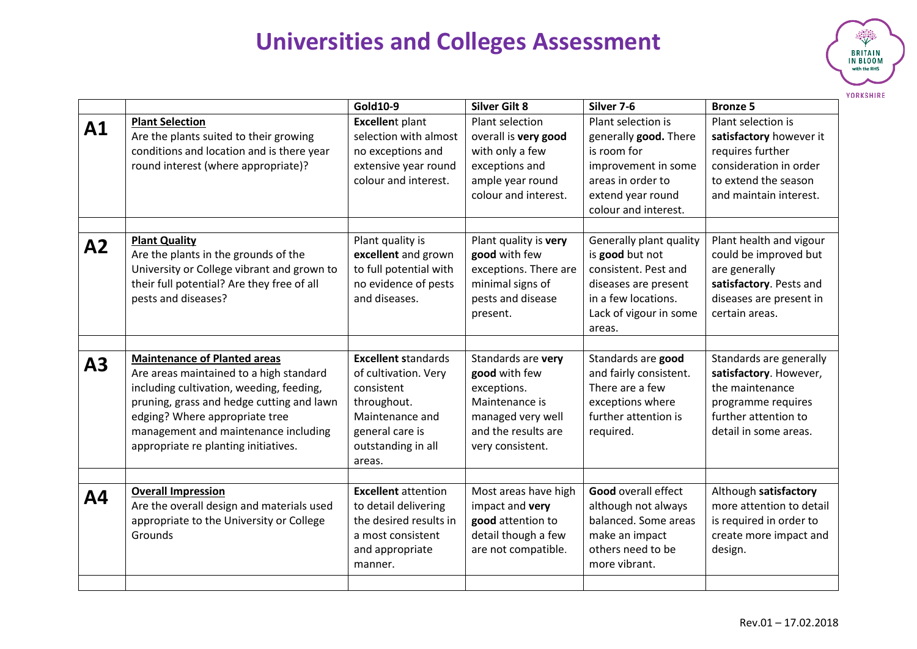# Universities and Colleges Assessment

| | | Gold10-9 | Silver Gilt 8 | Silver 7-6 | Bronze 5 |
|---|---|---|---|---|---|
| **A1** | **Plant Selection**<br>Are the plants suited to their growing conditions and location and is there year round interest (where appropriate)? | **Excellen**t plant selection with almost no exceptions and extensive year round colour and interest. | Plant selection overall is **very good** with only a few exceptions and ample year round colour and interest. | Plant selection is generally **good.** There is room for improvement in some areas in order to extend year round colour and interest. | Plant selection is **satisfactory** however it requires further consideration in order to extend the season and maintain interest. |
| **A2** | **Plant Quality**<br>Are the plants in the grounds of the University or College vibrant and grown to their full potential? Are they free of all pests and diseases? | Plant quality is **excellent** and grown to full potential with no evidence of pests and diseases. | Plant quality is **very good** with few exceptions. There are minimal signs of pests and disease present. | Generally plant quality is **good** but not consistent. Pest and diseases are present in a few locations. Lack of vigour in some areas. | Plant health and vigour could be improved but are generally **satisfactory**. Pests and diseases are present in certain areas. |
| **A3** | **Maintenance of Planted areas**<br>Are areas maintained to a high standard including cultivation, weeding, feeding, pruning, grass and hedge cutting and lawn edging? Where appropriate tree management and maintenance including appropriate re planting initiatives. | **Excellent s**tandards of cultivation. Very consistent throughout. Maintenance and general care is outstanding in all areas. | Standards are **very good** with few exceptions. Maintenance is managed very well and the results are very consistent. | Standards are **good** and fairly consistent. There are a few exceptions where further attention is required. | Standards are generally **satisfactory**. However, the maintenance programme requires further attention to detail in some areas. |
| **A4** | **Overall Impression**<br>Are the overall design and materials used appropriate to the University or College Grounds | **Excellent** attention to detail delivering the desired results in a most consistent and appropriate manner. | Most areas have high impact and **very good** attention to detail though a few are not compatible. | **Good** overall effect although not always balanced. Some areas make an impact others need to be more vibrant. | Although **satisfactory** more attention to detail is required in order to create more impact and design. |

Rev.01 – 17.02.2018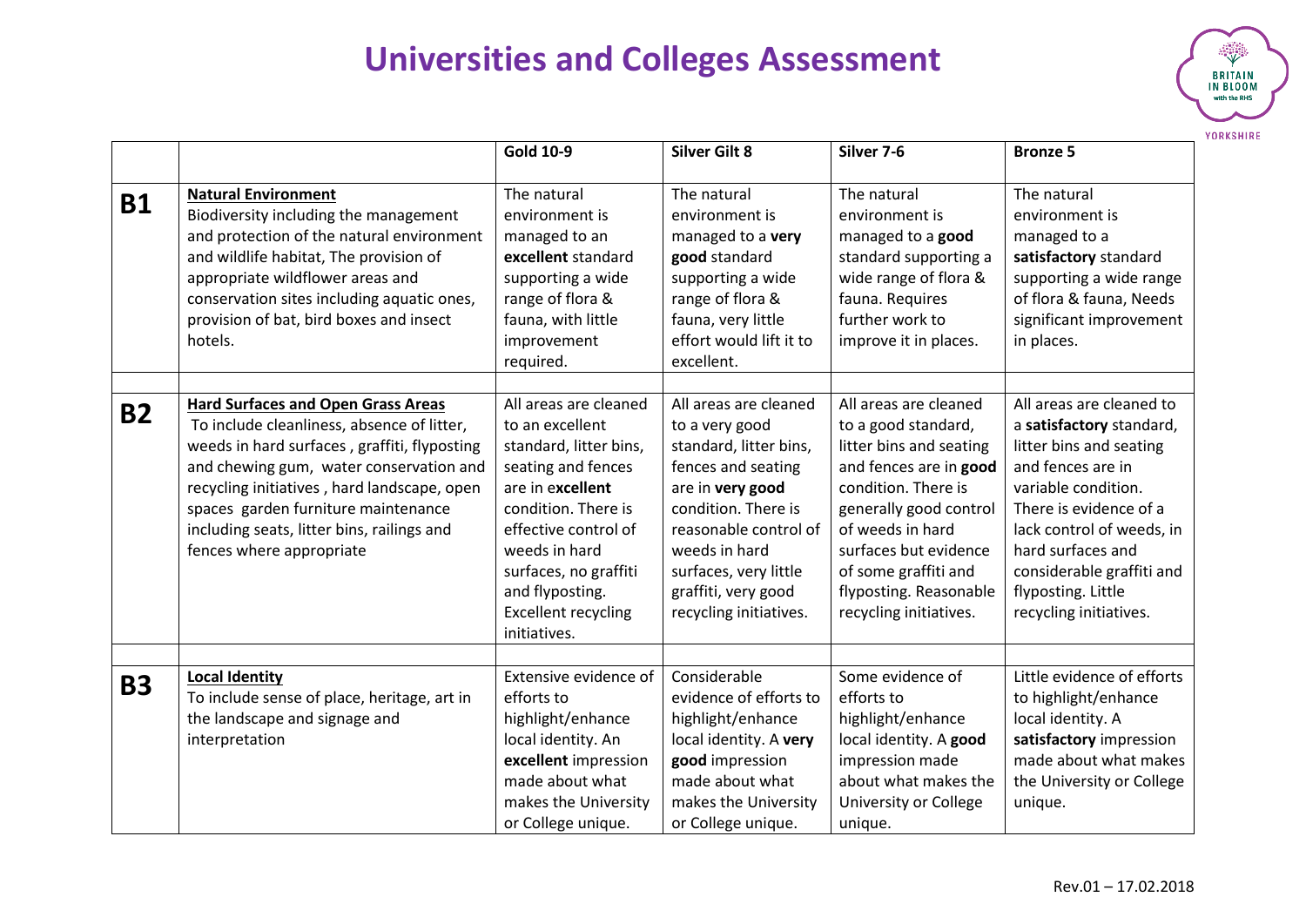# Universities and Colleges Assessment

| | | Gold 10-9 | Silver Gilt 8 | Silver 7-6 | Bronze 5 |
|---|---|---|---|---|---|
| **B1** | **Natural Environment** Biodiversity including the management and protection of the natural environment and wildlife habitat, The provision of appropriate wildflower areas and conservation sites including aquatic ones, provision of bat, bird boxes and insect hotels. | The natural environment is managed to an **excellent** standard supporting a wide range of flora & fauna, with little improvement required. | The natural environment is managed to a **very good** standard supporting a wide range of flora & fauna, very little effort would lift it to excellent. | The natural environment is managed to a **good** standard supporting a wide range of flora & fauna. Requires further work to improve it in places. | The natural environment is managed to a **satisfactory** standard supporting a wide range of flora & fauna, Needs significant improvement in places. |
| **B2** | **Hard Surfaces and Open Grass Areas** To include cleanliness, absence of litter, weeds in hard surfaces , graffiti, flyposting and chewing gum, water conservation and recycling initiatives , hard landscape, open spaces garden furniture maintenance including seats, litter bins, railings and fences where appropriate | All areas are cleaned to an excellent standard, litter bins, seating and fences are in e**xcellent** condition. There is effective control of weeds in hard surfaces, no graffiti and flyposting. Excellent recycling initiatives. | All areas are cleaned to a very good standard, litter bins, fences and seating are in **very good** condition. There is reasonable control of weeds in hard surfaces, very little graffiti, very good recycling initiatives. | All areas are cleaned to a good standard, litter bins and seating and fences are in **good** condition. There is generally good control of weeds in hard surfaces but evidence of some graffiti and flyposting. Reasonable recycling initiatives. | All areas are cleaned to a **satisfactory** standard, litter bins and seating and fences are in variable condition. There is evidence of a lack control of weeds, in hard surfaces and considerable graffiti and flyposting. Little recycling initiatives. |
| **B3** | **Local Identity** To include sense of place, heritage, art in the landscape and signage and interpretation | Extensive evidence of efforts to highlight/enhance local identity. An **excellent** impression made about what makes the University or College unique. | Considerable evidence of efforts to highlight/enhance local identity. A **very good** impression made about what makes the University or College unique. | Some evidence of efforts to highlight/enhance local identity. A **good** impression made about what makes the University or College unique. | Little evidence of efforts to highlight/enhance local identity. A **satisfactory** impression made about what makes the University or College unique. |

Rev.01 – 17.02.2018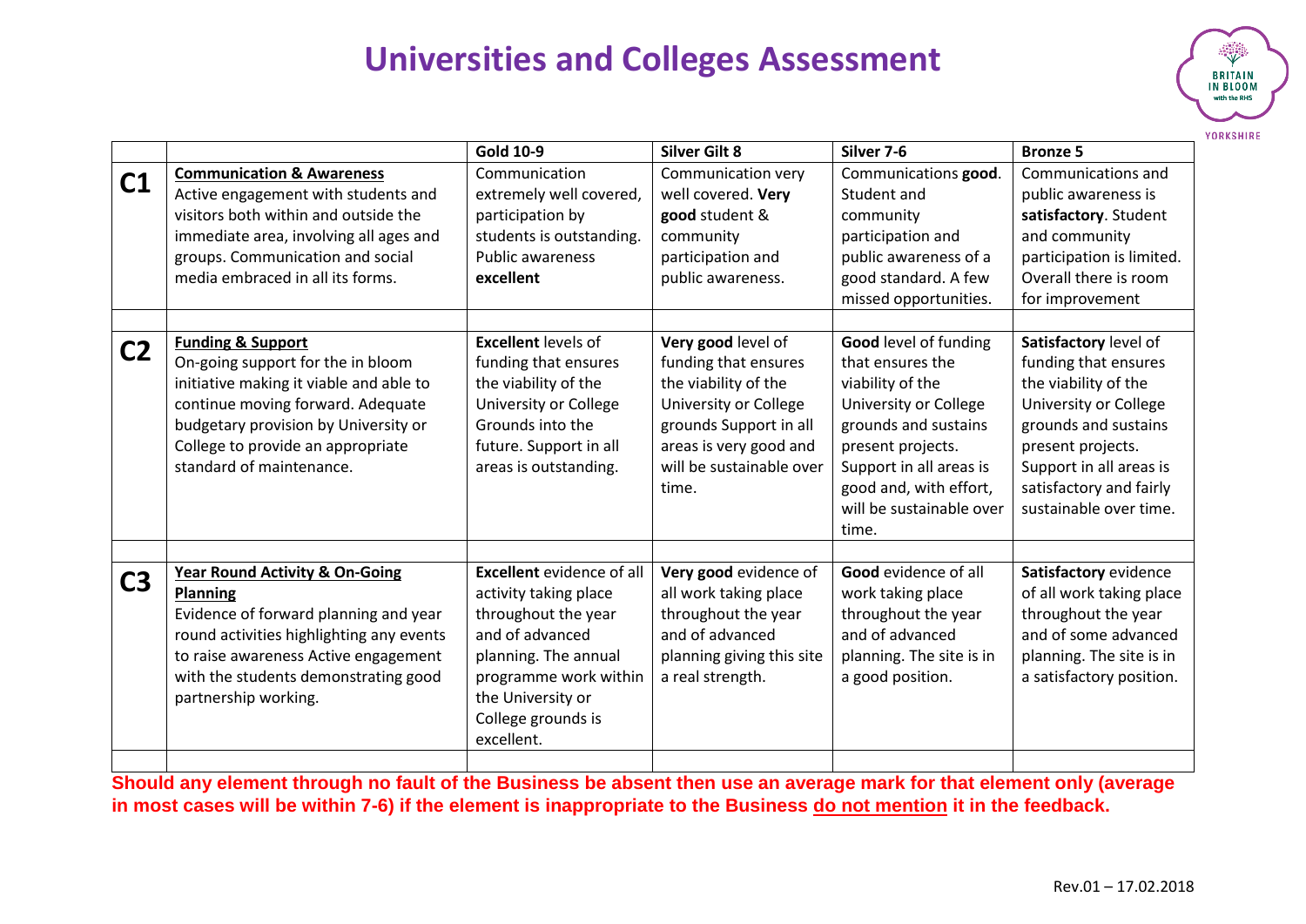# Universities and Colleges Assessment

| | | Gold 10-9 | Silver Gilt 8 | Silver 7-6 | Bronze 5 |
|---|---|---|---|---|---|
| **C1** | **Communication & Awareness** Active engagement with students and visitors both within and outside the immediate area, involving all ages and groups. Communication and social media embraced in all its forms. | Communication extremely well covered, participation by students is outstanding. Public awareness **excellent** | Communication very well covered. **Very good** student & community participation and public awareness. | Communications **good**. Student and community participation and public awareness of a good standard. A few missed opportunities. | Communications and public awareness is **satisfactory**. Student and community participation is limited. Overall there is room for improvement |
| **C2** | **Funding & Support** On-going support for the in bloom initiative making it viable and able to continue moving forward. Adequate budgetary provision by University or College to provide an appropriate standard of maintenance. | **Excellent** levels of funding that ensures the viability of the University or College Grounds into the future. Support in all areas is outstanding. | **Very good** level of funding that ensures the viability of the University or College grounds Support in all areas is very good and will be sustainable over time. | **Good** level of funding that ensures the viability of the University or College grounds and sustains present projects. Support in all areas is good and, with effort, will be sustainable over time. | **Satisfactory** level of funding that ensures the viability of the University or College grounds and sustains present projects. Support in all areas is satisfactory and fairly sustainable over time. |
| **C3** | **Year Round Activity & On-Going Planning** Evidence of forward planning and year round activities highlighting any events to raise awareness Active engagement with the students demonstrating good partnership working. | **Excellent** evidence of all activity taking place throughout the year and of advanced planning. The annual programme work within the University or College grounds is excellent. | **Very good** evidence of all work taking place throughout the year and of advanced planning giving this site a real strength. | **Good** evidence of all work taking place throughout the year and of advanced planning. The site is in a good position. | **Satisfactory** evidence of all work taking place throughout the year and of some advanced planning. The site is in a satisfactory position. |

**Should any element through no fault of the Business be absent then use an average mark for that element only (average in most cases will be within 7-6) if the element is inappropriate to the Business do not mention it in the feedback.**

Rev.01 – 17.02.2018